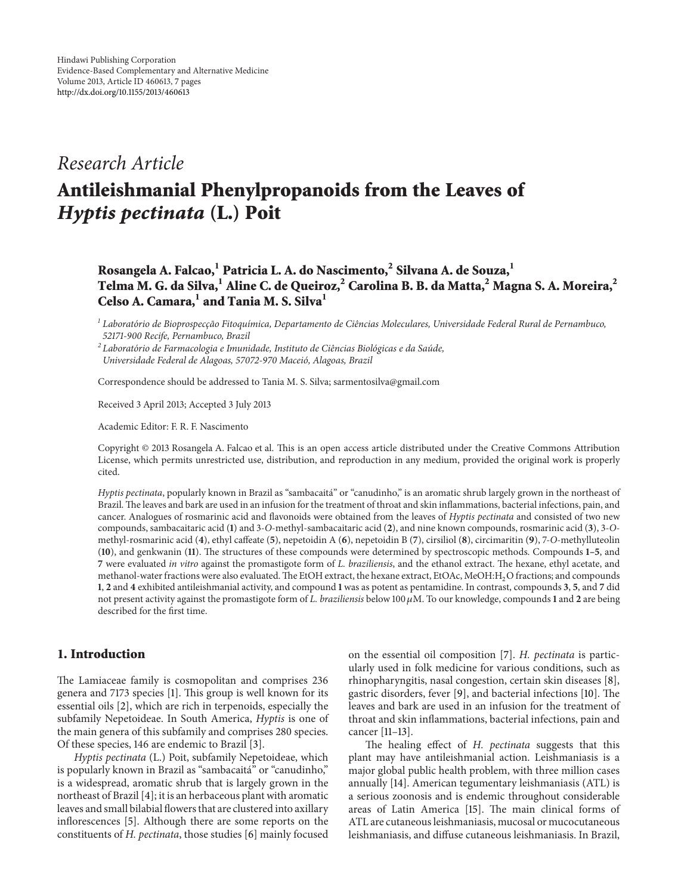Hindawi Publishing Corporation
Evidence-Based Complementary and Alternative Medicine
Volume 2013, Article ID 460613, 7 pages
http://dx.doi.org/10.1155/2013/460613

*Research Article*

# Antileishmanial Phenylpropanoids from the Leaves of *Hyptis pectinata* (L.) Poit

**Rosangela A. Falcao,[1] Patricia L. A. do Nascimento,[2] Silvana A. de Souza,[1] Telma M. G. da Silva,[1] Aline C. de Queiroz,[2] Carolina B. B. da Matta,[2] Magna S. A. Moreira,[2] Celso A. Camara,[1] and Tania M. S. Silva[1]**

[1] *Laboratório de Bioprospecção Fitoquímica, Departamento de Ciências Moleculares, Universidade Federal Rural de Pernambuco, 52171-900 Recife, Pernambuco, Brazil*

[2] *Laboratório de Farmacologia e Imunidade, Instituto de Ciências Biológicas e da Saúde, Universidade Federal de Alagoas, 57072-970 Maceió, Alagoas, Brazil*

Correspondence should be addressed to Tania M. S. Silva; sarmentosilva@gmail.com

Received 3 April 2013; Accepted 3 July 2013

Academic Editor: F. R. F. Nascimento

Copyright © 2013 Rosangela A. Falcao et al. This is an open access article distributed under the Creative Commons Attribution License, which permits unrestricted use, distribution, and reproduction in any medium, provided the original work is properly cited.

*Hyptis pectinata*, popularly known in Brazil as "sambacaitá" or "canudinho," is an aromatic shrub largely grown in the northeast of Brazil. The leaves and bark are used in an infusion for the treatment of throat and skin inflammations, bacterial infections, pain, and cancer. Analogues of rosmarinic acid and flavonoids were obtained from the leaves of *Hyptis pectinata* and consisted of two new compounds, sambacaitaric acid (**1**) and 3-*O*-methyl-sambacaitaric acid (**2**), and nine known compounds, rosmarinic acid (**3**), 3-*O*-methyl-rosmarinic acid (**4**), ethyl caffeate (**5**), nepetoidin A (**6**), nepetoidin B (**7**), cirsiliol (**8**), circimaritin (**9**), 7-*O*-methylluteolin (**10**), and genkwanin (**11**). The structures of these compounds were determined by spectroscopic methods. Compounds **1–5**, and **7** were evaluated *in vitro* against the promastigote form of *L. braziliensis*, and the ethanol extract. The hexane, ethyl acetate, and methanol-water fractions were also evaluated. The EtOH extract, the hexane extract, EtOAc, MeOH:$H_2O$ fractions; and compounds **1**, **2** and **4** exhibited antileishmanial activity, and compound **1** was as potent as pentamidine. In contrast, compounds **3**, **5**, and **7** did not present activity against the promastigote form of *L. braziliensis* below 100 $\mu$M. To our knowledge, compounds **1** and **2** are being described for the first time.

## 1. Introduction

The Lamiaceae family is cosmopolitan and comprises 236 genera and 7173 species [1]. This group is well known for its essential oils [2], which are rich in terpenoids, especially the subfamily Nepetoideae. In South America, *Hyptis* is one of the main genera of this subfamily and comprises 280 species. Of these species, 146 are endemic to Brazil [3].

*Hyptis pectinata* (L.) Poit, subfamily Nepetoideae, which is popularly known in Brazil as "sambacaitá" or "canudinho," is a widespread, aromatic shrub that is largely grown in the northeast of Brazil [4]; it is an herbaceous plant with aromatic leaves and small bilabial flowers that are clustered into axillary inflorescences [5]. Although there are some reports on the constituents of *H. pectinata*, those studies [6] mainly focused on the essential oil composition [7]. *H. pectinata* is particularly used in folk medicine for various conditions, such as rhinopharyngitis, nasal congestion, certain skin diseases [8], gastric disorders, fever [9], and bacterial infections [10]. The leaves and bark are used in an infusion for the treatment of throat and skin inflammations, bacterial infections, pain and cancer [11–13].

The healing effect of *H. pectinata* suggests that this plant may have antileishmanial action. Leishmaniasis is a major global public health problem, with three million cases annually [14]. American tegumentary leishmaniasis (ATL) is a serious zoonosis and is endemic throughout considerable areas of Latin America [15]. The main clinical forms of ATL are cutaneous leishmaniasis, mucosal or mucocutaneous leishmaniasis, and diffuse cutaneous leishmaniasis. In Brazil,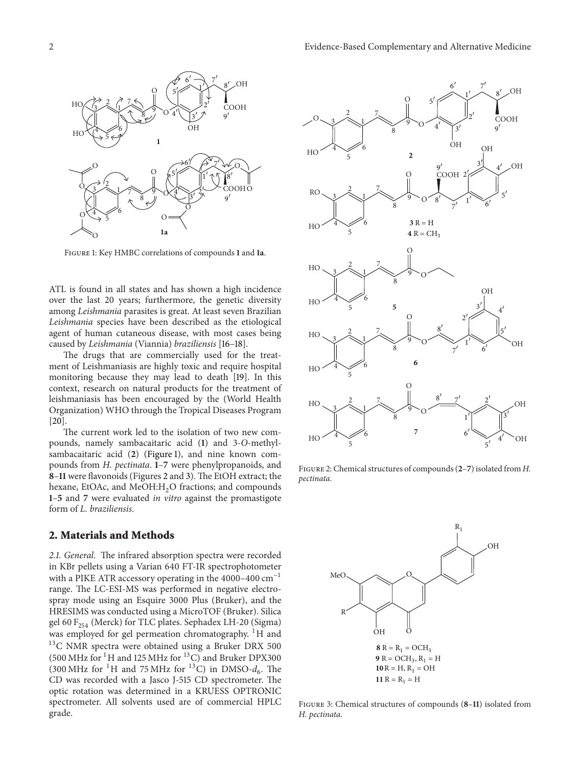Figure 1: Key HMBC correlations of compounds **1** and **1a**.

ATL is found in all states and has shown a high incidence over the last 20 years; furthermore, the genetic diversity among *Leishmania* parasites is great. At least seven Brazilian *Leishmania* species have been described as the etiological agent of human cutaneous disease, with most cases being caused by *Leishmania* (Viannia) *braziliensis* [16–18].

The drugs that are commercially used for the treatment of Leishmaniasis are highly toxic and require hospital monitoring because they may lead to death [19]. In this context, research on natural products for the treatment of leishmaniasis has been encouraged by the (World Health Organization) WHO through the Tropical Diseases Program [20].

The current work led to the isolation of two new compounds, namely sambacaitaric acid (**1**) and 3-*O*-methyl-sambacaitaric acid (**2**) (Figure 1), and nine known compounds from *H. pectinata*. **1**–**7** were phenylpropanoids, and **8**–**11** were flavonoids (Figures 2 and 3). The EtOH extract; the hexane, EtOAc, and MeOH:$H_2O$ fractions; and compounds **1**–**5** and **7** were evaluated *in vitro* against the promastigote form of *L. braziliensis*.

## 2. Materials and Methods

*2.1. General.* The infrared absorption spectra were recorded in KBr pellets using a Varian 640 FT-IR spectrophotometer with a PIKE ATR accessory operating in the 4000–400 $cm^{-1}$ range. The LC-ESI-MS was performed in negative electrospray mode using an Esquire 3000 Plus (Bruker), and the HRESIMS was conducted using a MicroTOF (Bruker). Silica gel 60 $F_{254}$ (Merck) for TLC plates. Sephadex LH-20 (Sigma) was employed for gel permeation chromatography. $^1H$ and $^{13}C$ NMR spectra were obtained using a Bruker DRX 500 (500 MHz for $^1H$ and 125 MHz for $^{13}C$) and Bruker DPX300 (300 MHz for $^1H$ and 75 MHz for $^{13}C$) in DMSO-$d_6$. The CD was recorded with a Jasco J-515 CD spectrometer. The optic rotation was determined in a KRUESS OPTRONIC spectrometer. All solvents used are of commercial HPLC grade.

Figure 2: Chemical structures of compounds (**2**–**7**) isolated from *H. pectinata*.

Figure 3: Chemical structures of compounds (**8**–**11**) isolated from *H. pectinata*.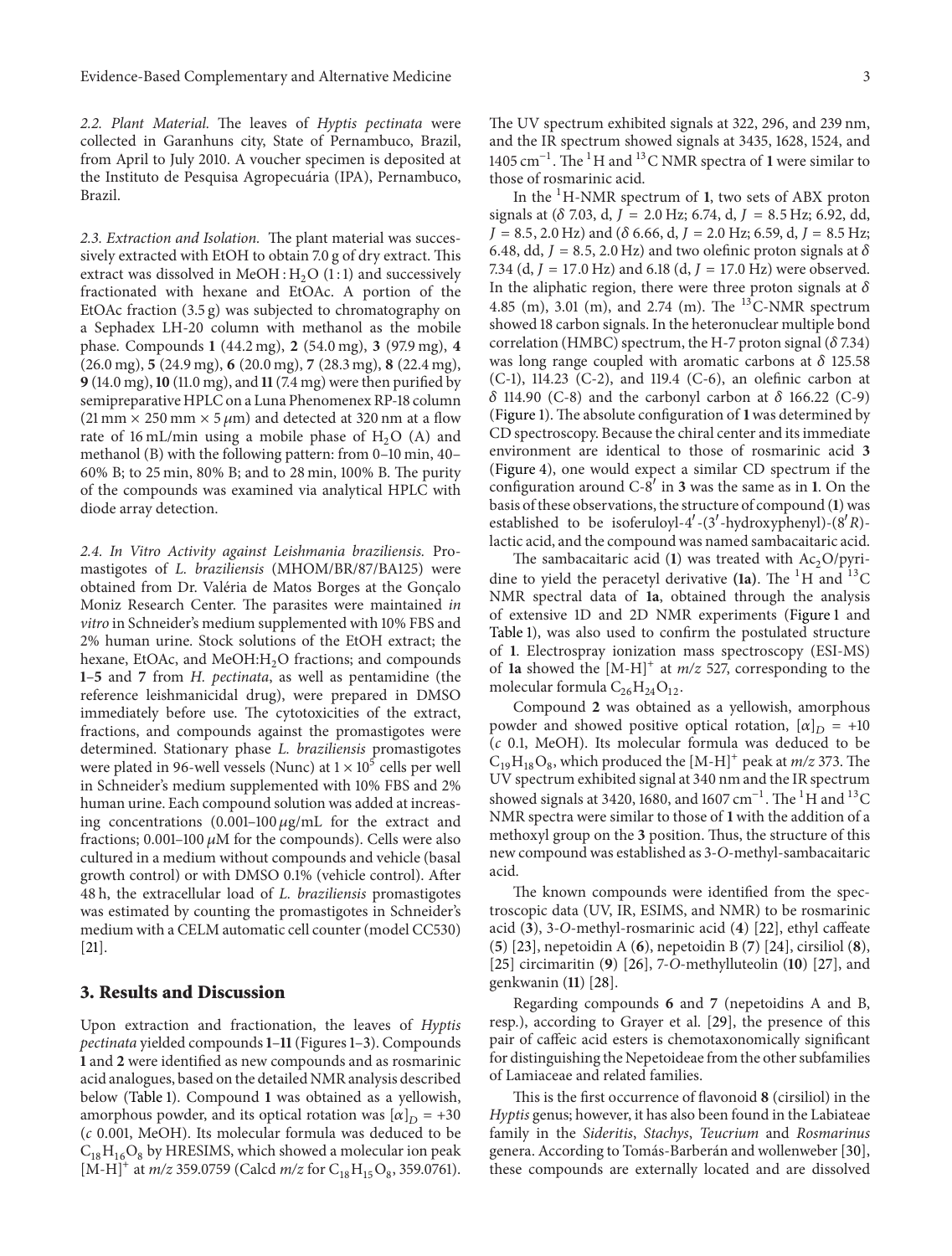*2.2. Plant Material.* The leaves of *Hyptis pectinata* were collected in Garanhuns city, State of Pernambuco, Brazil, from April to July 2010. A voucher specimen is deposited at the Instituto de Pesquisa Agropecuária (IPA), Pernambuco, Brazil.

*2.3. Extraction and Isolation.* The plant material was successively extracted with EtOH to obtain 7.0 g of dry extract. This extract was dissolved in MeOH : $H_2O$ (1 : 1) and successively fractionated with hexane and EtOAc. A portion of the EtOAc fraction (3.5 g) was subjected to chromatography on a Sephadex LH-20 column with methanol as the mobile phase. Compounds **1** (44.2 mg), **2** (54.0 mg), **3** (97.9 mg), **4** (26.0 mg), **5** (24.9 mg), **6** (20.0 mg), **7** (28.3 mg), **8** (22.4 mg), **9** (14.0 mg), **10** (11.0 mg), and **11** (7.4 mg) were then purified by semipreparative HPLC on a Luna Phenomenex RP-18 column (21 mm × 250 mm × 5 $\mu$m) and detected at 320 nm at a flow rate of 16 mL/min using a mobile phase of $H_2O$ (A) and methanol (B) with the following pattern: from 0–10 min, 40–60% B; to 25 min, 80% B; and to 28 min, 100% B. The purity of the compounds was examined via analytical HPLC with diode array detection.

*2.4. In Vitro Activity against Leishmania braziliensis.* Promastigotes of *L. braziliensis* (MHOM/BR/87/BA125) were obtained from Dr. Valéria de Matos Borges at the Gonçalo Moniz Research Center. The parasites were maintained *in vitro* in Schneider's medium supplemented with 10% FBS and 2% human urine. Stock solutions of the EtOH extract; the hexane, EtOAc, and MeOH:$H_2O$ fractions; and compounds **1**–**5** and **7** from *H. pectinata*, as well as pentamidine (the reference leishmanicidal drug), were prepared in DMSO immediately before use. The cytotoxicities of the extract, fractions, and compounds against the promastigotes were determined. Stationary phase *L. braziliensis* promastigotes were plated in 96-well vessels (Nunc) at $1 \times 10^5$ cells per well in Schneider's medium supplemented with 10% FBS and 2% human urine. Each compound solution was added at increasing concentrations (0.001–100 $\mu$g/mL for the extract and fractions; 0.001–100 $\mu$M for the compounds). Cells were also cultured in a medium without compounds and vehicle (basal growth control) or with DMSO 0.1% (vehicle control). After 48 h, the extracellular load of *L. braziliensis* promastigotes was estimated by counting the promastigotes in Schneider's medium with a CELM automatic cell counter (model CC530) [21].

## 3. Results and Discussion

Upon extraction and fractionation, the leaves of *Hyptis pectinata* yielded compounds **1**–**11** (Figures 1–3). Compounds **1** and **2** were identified as new compounds and as rosmarinic acid analogues, based on the detailed NMR analysis described below (Table 1). Compound **1** was obtained as a yellowish, amorphous powder, and its optical rotation was $[\alpha]_D = +30$ (*c* 0.001, MeOH). Its molecular formula was deduced to be $C_{18}H_{16}O_8$ by HRESIMS, which showed a molecular ion peak $[M\text{-}H]^+$ at *m/z* 359.0759 (Calcd *m/z* for $C_{18}H_{15}O_8$, 359.0761). The UV spectrum exhibited signals at 322, 296, and 239 nm, and the IR spectrum showed signals at 3435, 1628, 1524, and 1405 $cm^{-1}$. The $^1H$ and $^{13}C$ NMR spectra of **1** were similar to those of rosmarinic acid.

In the $^1H$-NMR spectrum of **1**, two sets of ABX proton signals at ($\delta$ 7.03, d, $J$ = 2.0 Hz; 6.74, d, $J$ = 8.5 Hz; 6.92, dd, $J$ = 8.5, 2.0 Hz) and ($\delta$ 6.66, d, $J$ = 2.0 Hz; 6.59, d, $J$ = 8.5 Hz; 6.48, dd, $J$ = 8.5, 2.0 Hz) and two olefinic proton signals at $\delta$ 7.34 (d, $J$ = 17.0 Hz) and 6.18 (d, $J$ = 17.0 Hz) were observed. In the aliphatic region, there were three proton signals at $\delta$ 4.85 (m), 3.01 (m), and 2.74 (m). The $^{13}C$-NMR spectrum showed 18 carbon signals. In the heteronuclear multiple bond correlation (HMBC) spectrum, the H-7 proton signal ($\delta$ 7.34) was long range coupled with aromatic carbons at $\delta$ 125.58 (C-1), 114.23 (C-2), and 119.4 (C-6), an olefinic carbon at $\delta$ 114.90 (C-8) and the carbonyl carbon at $\delta$ 166.22 (C-9) (Figure 1). The absolute configuration of **1** was determined by CD spectroscopy. Because the chiral center and its immediate environment are identical to those of rosmarinic acid **3** (Figure 4), one would expect a similar CD spectrum if the configuration around C-8′ in **3** was the same as in **1**. On the basis of these observations, the structure of compound (**1**) was established to be isoferuloyl-4′-(3′-hydroxyphenyl)-(8′*R*)-lactic acid, and the compound was named sambacaitaric acid.

The sambacaitaric acid (**1**) was treated with $Ac_2O$/pyridine to yield the peracetyl derivative **(1a)**. The $^1H$ and $^{13}C$ NMR spectral data of **1a**, obtained through the analysis of extensive 1D and 2D NMR experiments (Figure 1 and Table 1), was also used to confirm the postulated structure of **1**. Electrospray ionization mass spectroscopy (ESI-MS) of **1a** showed the $[M\text{-}H]^+$ at *m/z* 527, corresponding to the molecular formula $C_{26}H_{24}O_{12}$.

Compound **2** was obtained as a yellowish, amorphous powder and showed positive optical rotation, $[\alpha]_D = +10$ (*c* 0.1, MeOH). Its molecular formula was deduced to be $C_{19}H_{18}O_8$, which produced the $[M\text{-}H]^+$ peak at *m/z* 373. The UV spectrum exhibited signal at 340 nm and the IR spectrum showed signals at 3420, 1680, and 1607 $cm^{-1}$. The $^1H$ and $^{13}C$ NMR spectra were similar to those of **1** with the addition of a methoxyl group on the **3** position. Thus, the structure of this new compound was established as 3-*O*-methyl-sambacaitaric acid.

The known compounds were identified from the spectroscopic data (UV, IR, ESIMS, and NMR) to be rosmarinic acid (**3**), 3-*O*-methyl-rosmarinic acid (**4**) [22], ethyl caffeate (**5**) [23], nepetoidin A (**6**), nepetoidin B (**7**) [24], cirsiliol (**8**), [25] circimaritin (**9**) [26], 7-*O*-methylluteolin (**10**) [27], and genkwanin (**11**) [28].

Regarding compounds **6** and **7** (nepetoidins A and B, resp.), according to Grayer et al. [29], the presence of this pair of caffeic acid esters is chemotaxonomically significant for distinguishing the Nepetoideae from the other subfamilies of Lamiaceae and related families.

This is the first occurrence of flavonoid **8** (cirsiliol) in the *Hyptis* genus; however, it has also been found in the Labiateae family in the *Sideritis*, *Stachys*, *Teucrium* and *Rosmarinus* genera. According to Tomás-Barberán and wollenweber [30], these compounds are externally located and are dissolved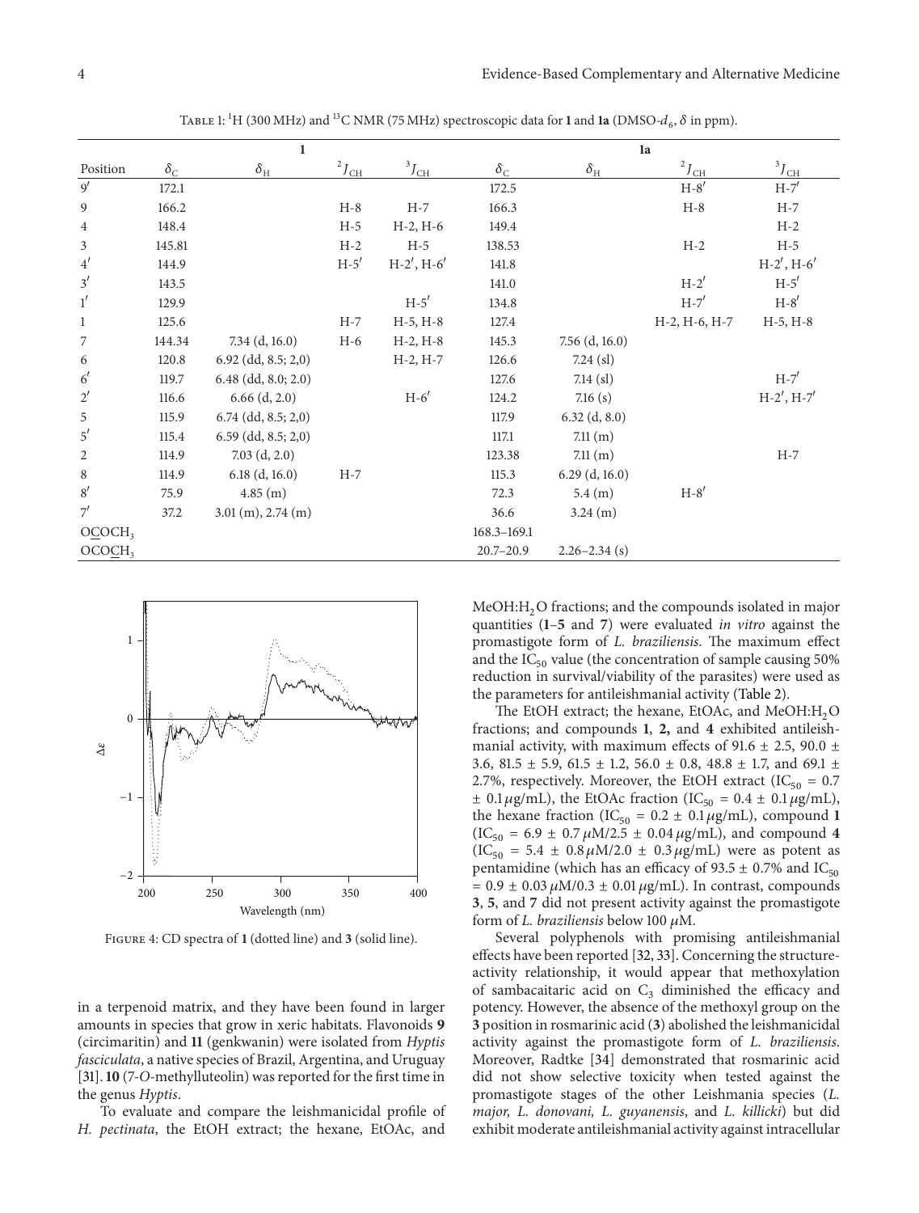Table 1: $^1H$ (300 MHz) and $^{13}C$ NMR (75 MHz) spectroscopic data for **1** and **1a** (DMSO-$d_6$, $\delta$ in ppm).

| | **1** | | | | **1a** | | | |
|---|---|---|---|---|---|---|---|---|
| Position | $\delta_C$ | $\delta_H$ | $^2J_{CH}$ | $^3J_{CH}$ | $\delta_C$ | $\delta_H$ | $^2J_{CH}$ | $^3J_{CH}$ |
| 9′ | 172.1 | | | | 172.5 | | H-8′ | H-7′ |
| 9 | 166.2 | | H-8 | H-7 | 166.3 | | H-8 | H-7 |
| 4 | 148.4 | | H-5 | H-2, H-6 | 149.4 | | | H-2 |
| 3 | 145.81 | | H-2 | H-5 | 138.53 | | H-2 | H-5 |
| 4′ | 144.9 | | H-5′ | H-2′, H-6′ | 141.8 | | | H-2′, H-6′ |
| 3′ | 143.5 | | | | 141.0 | | H-2′ | H-5′ |
| 1′ | 129.9 | | | H-5′ | 134.8 | | H-7′ | H-8′ |
| 1 | 125.6 | | H-7 | H-5, H-8 | 127.4 | | H-2, H-6, H-7 | H-5, H-8 |
| 7 | 144.34 | 7.34 (d, 16.0) | H-6 | H-2, H-8 | 145.3 | 7.56 (d, 16.0) | | |
| 6 | 120.8 | 6.92 (dd, 8.5; 2,0) | | H-2, H-7 | 126.6 | 7.24 (sl) | | |
| 6′ | 119.7 | 6.48 (dd, 8.0; 2.0) | | | 127.6 | 7.14 (sl) | | H-7′ |
| 2′ | 116.6 | 6.66 (d, 2.0) | | H-6′ | 124.2 | 7.16 (s) | | H-2′, H-7′ |
| 5 | 115.9 | 6.74 (dd, 8.5; 2,0) | | | 117.9 | 6.32 (d, 8.0) | | |
| 5′ | 115.4 | 6.59 (dd, 8.5; 2,0) | | | 117.1 | 7.11 (m) | | |
| 2 | 114.9 | 7.03 (d, 2.0) | | | 123.38 | 7.11 (m) | | H-7 |
| 8 | 114.9 | 6.18 (d, 16.0) | H-7 | | 115.3 | 6.29 (d, 16.0) | | |
| 8′ | 75.9 | 4.85 (m) | | | 72.3 | 5.4 (m) | H-8′ | |
| 7′ | 37.2 | 3.01 (m), 2.74 (m) | | | 36.6 | 3.24 (m) | | |
| O<u>C</u>OCH$_3$ | | | | | 168.3–169.1 | | | |
| OCO<u>C</u>H$_3$ | | | | | 20.7–20.9 | 2.26–2.34 (s) | | |

Figure 4: CD spectra of **1** (dotted line) and **3** (solid line).

in a terpenoid matrix, and they have been found in larger amounts in species that grow in xeric habitats. Flavonoids **9** (circimaritin) and **11** (genkwanin) were isolated from *Hyptis fasciculata*, a native species of Brazil, Argentina, and Uruguay [31]. **10** (7-*O*-methylluteolin) was reported for the first time in the genus *Hyptis*.

To evaluate and compare the leishmanicidal profile of *H. pectinata*, the EtOH extract; the hexane, EtOAc, and MeOH:$H_2O$ fractions; and the compounds isolated in major quantities (**1**–**5** and **7**) were evaluated *in vitro* against the promastigote form of *L. braziliensis*. The maximum effect and the $IC_{50}$ value (the concentration of sample causing 50% reduction in survival/viability of the parasites) were used as the parameters for antileishmanial activity (Table 2).

The EtOH extract; the hexane, EtOAc, and MeOH:$H_2O$ fractions; and compounds **1**, **2,** and **4** exhibited antileishmanial activity, with maximum effects of $91.6 \pm 2.5$, $90.0 \pm 3.6$, $81.5 \pm 5.9$, $61.5 \pm 1.2$, $56.0 \pm 0.8$, $48.8 \pm 1.7$, and $69.1 \pm 2.7\%$, respectively. Moreover, the EtOH extract ($IC_{50} = 0.7 \pm 0.1\,\mu$g/mL), the EtOAc fraction ($IC_{50} = 0.4 \pm 0.1\,\mu$g/mL), the hexane fraction ($IC_{50} = 0.2 \pm 0.1\,\mu$g/mL), compound **1** ($IC_{50} = 6.9 \pm 0.7\,\mu$M/$2.5 \pm 0.04\,\mu$g/mL), and compound **4** ($IC_{50} = 5.4 \pm 0.8\,\mu$M/$2.0 \pm 0.3\,\mu$g/mL) were as potent as pentamidine (which has an efficacy of $93.5 \pm 0.7\%$ and $IC_{50} = 0.9 \pm 0.03\,\mu$M/$0.3 \pm 0.01\,\mu$g/mL). In contrast, compounds **3**, **5**, and **7** did not present activity against the promastigote form of *L. braziliensis* below 100 $\mu$M.

Several polyphenols with promising antileishmanial effects have been reported [32, 33]. Concerning the structure-activity relationship, it would appear that methoxylation of sambacaitaric acid on $C_3$ diminished the efficacy and potency. However, the absence of the methoxyl group on the **3** position in rosmarinic acid (**3**) abolished the leishmanicidal activity against the promastigote form of *L. braziliensis*. Moreover, Radtke [34] demonstrated that rosmarinic acid did not show selective toxicity when tested against the promastigote stages of the other Leishmania species (*L. major, L. donovani, L. guyanensis*, and *L. killicki*) but did exhibit moderate antileishmanial activity against intracellular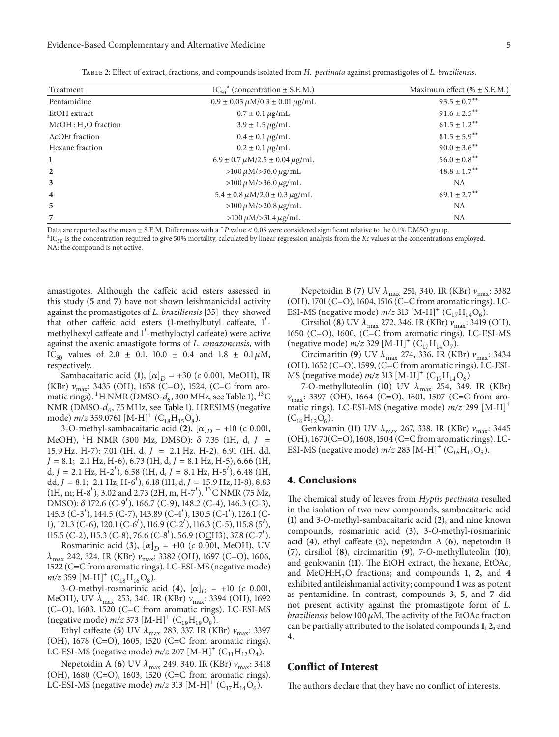Table 2: Effect of extract, fractions, and compounds isolated from *H. pectinata* against promastigotes of *L. braziliensis*.

| Treatment | $IC_{50}$[a] (concentration ± S.E.M.) | Maximum effect (% ± S.E.M.) |
|---|---|---|
| Pentamidine | 0.9 ± 0.03 $\mu$M/0.3 ± 0.01 $\mu$g/mL | 93.5 ± 0.7** |
| EtOH extract | 0.7 ± 0.1 $\mu$g/mL | 91.6 ± 2.5** |
| MeOH : $H_2O$ fraction | 3.9 ± 1.5 $\mu$g/mL | 61.5 ± 1.2** |
| AcOEt fraction | 0.4 ± 0.1 $\mu$g/mL | 81.5 ± 5.9** |
| Hexane fraction | 0.2 ± 0.1 $\mu$g/mL | 90.0 ± 3.6** |
| **1** | 6.9 ± 0.7 $\mu$M/2.5 ± 0.04 $\mu$g/mL | 56.0 ± 0.8** |
| **2** | >100 $\mu$M/>36.0 $\mu$g/mL | 48.8 ± 1.7** |
| **3** | >100 $\mu$M/>36.0 $\mu$g/mL | NA |
| **4** | 5.4 ± 0.8 $\mu$M/2.0 ± 0.3 $\mu$g/mL | 69.1 ± 2.7** |
| **5** | >100 $\mu$M/>20.8 $\mu$g/mL | NA |
| **7** | >100 $\mu$M/>31.4 $\mu$g/mL | NA |

Data are reported as the mean ± S.E.M. Differences with a * $P$ value < 0.05 were considered significant relative to the 0.1% DMSO group.
[a]$IC_{50}$ is the concentration required to give 50% mortality, calculated by linear regression analysis from the *Kc* values at the concentrations employed.
NA: the compound is not active.

amastigotes. Although the caffeic acid esters assessed in this study (**5** and **7**) have not shown leishmanicidal activity against the promastigotes of *L. braziliensis* [35] they showed that other caffeic acid esters (1-methylbutyl caffeate, 1′-methylhexyl caffeate and 1′-methyloctyl caffeate) were active against the axenic amastigote forms of *L. amazonensis*, with $IC_{50}$ values of 2.0 ± 0.1, 10.0 ± 0.4 and 1.8 ± 0.1 $\mu$M, respectively.

Sambacaitaric acid (**1**), $[\alpha]_D$ = +30 (*c* 0.001, MeOH), IR (KBr) $\nu_{max}$: 3435 (OH), 1658 (C=O), 1524, (C=C from aromatic rings). $^1$H NMR (DMSO-$d_6$, 300 MHz, see Table 1), $^{13}$C NMR (DMSO-$d_6$, 75 MHz, see Table 1). HRESIMS (negative mode) *m/z* 359.0761 $[M-H]^+$ ($C_{18}H_{15}O_8$).

3-O-methyl-sambacaitaric acid (**2**), $[\alpha]_D$ = +10 (c 0.001, MeOH), $^1$H NMR (300 Mz, DMSO): $\delta$ 7.35 (1H, d, $J$ = 15.9 Hz, H-7); 7.01 (1H, d, $J$ = 2.1 Hz, H-2), 6.91 (1H, dd, $J$ = 8.1; 2.1 Hz, H-6), 6.73 (1H, d, $J$ = 8.1 Hz, H-5), 6.66 (1H, d, $J$ = 2.1 Hz, H-2′), 6.58 (1H, d, $J$ = 8.1 Hz, H-5′), 6.48 (1H, dd, $J$ = 8.1; 2.1 Hz, H-6′), 6.18 (1H, d, $J$ = 15.9 Hz, H-8), 8.83 (1H, m; H-8′), 3.02 and 2.73 (2H, m, H-7′). $^{13}$C NMR (75 Mz, DMSO): $\delta$ 172.6 (C-9′), 166.7 (C-9), 148.2 (C-4), 146.3 (C-3), 145.3 (C-3′), 144.5 (C-7), 143.89 (C-4′), 130.5 (C-1′), 126.1 (C-1), 121.3 (C-6), 120.1 (C-6′), 116.9 (C-2′), 116.3 (C-5), 115.8 (5′), 115.5 (C-2), 115.3 (C-8), 76.6 (C-8′), 56.9 (O$\underline{C}$H3), 37.8 (C-7′).

Rosmarinic acid (**3**), $[\alpha]_D$ = +10 (*c* 0.001, MeOH), UV $\lambda_{max}$ 242, 324. IR (KBr) $\nu_{max}$: 3382 (OH), 1697 (C=O), 1606, 1522 (C=C from aromatic rings). LC-ESI-MS (negative mode) *m/z* 359 $[M-H]^+$ ($C_{18}H_{16}O_8$).

3-*O*-methyl-rosmarinic acid (**4**), $[\alpha]_D$ = +10 (*c* 0.001, MeOH), UV $\lambda_{max}$ 253, 340. IR (KBr) $\nu_{max}$: 3394 (OH), 1692 (C=O), 1603, 1520 (C=C from aromatic rings). LC-ESI-MS (negative mode) *m/z* 373 $[M-H]^+$ ($C_{19}H_{18}O_8$).

Ethyl caffeate (**5**) UV $\lambda_{max}$ 283, 337. IR (KBr) $\nu_{max}$: 3397 (OH), 1678 (C=O), 1605, 1520 (C=C from aromatic rings). LC-ESI-MS (negative mode) *m/z* 207 $[M-H]^+$ ($C_{11}H_{12}O_4$).

Nepetoidin A (**6**) UV $\lambda_{max}$ 249, 340. IR (KBr) $\nu_{max}$: 3418 (OH), 1680 (C=O), 1603, 1520 (C=C from aromatic rings). LC-ESI-MS (negative mode) *m/z* 313 $[M-H]^+$ ($C_{17}H_{14}O_6$).

Nepetoidin B (**7**) UV $\lambda_{max}$ 251, 340. IR (KBr) $\nu_{max}$: 3382 (OH), 1701 (C=O), 1604, 1516 (C=C from aromatic rings). LC-ESI-MS (negative mode) *m/z* 313 $[M-H]^+$ ($C_{17}H_{14}O_6$).

Cirsiliol (**8**) UV $\lambda_{max}$ 272, 346. IR (KBr) $\nu_{max}$: 3419 (OH), 1650 (C=O), 1600, (C=C from aromatic rings). LC-ESI-MS (negative mode) *m/z* 329 $[M-H]^+$ ($C_{17}H_{14}O_7$).

Circimaritin (**9**) UV $\lambda_{max}$ 274, 336. IR (KBr) $\nu_{max}$: 3434 (OH), 1652 (C=O), 1599, (C=C from aromatic rings). LC-ESI-MS (negative mode) *m/z* 313 $[M-H]^+$ ($C_{17}H_{14}O_6$).

7-O-methylluteolin (**10**) UV $\lambda_{max}$ 254, 349. IR (KBr) $\nu_{max}$: 3397 (OH), 1664 (C=O), 1601, 1507 (C=C from aromatic rings). LC-ESI-MS (negative mode) *m/z* 299 $[M-H]^+$ ($C_{16}H_{12}O_6$).

Genkwanin (**11**) UV $\lambda_{max}$ 267, 338. IR (KBr) $\nu_{max}$: 3445 (OH), 1670 (C=O), 1608, 1504 (C=C from aromatic rings). LC-ESI-MS (negative mode) *m/z* 283 $[M-H]^+$ ($C_{16}H_{12}O_5$).

## 4. Conclusions

The chemical study of leaves from *Hyptis pectinata* resulted in the isolation of two new compounds, sambacaitaric acid (**1**) and 3-*O*-methyl-sambacaitaric acid (**2**), and nine known compounds, rosmarinic acid (**3**), 3-*O*-methyl-rosmarinic acid (**4**), ethyl caffeate (**5**), nepetoidin A (**6**), nepetoidin B (**7**), cirsiliol (**8**), circimaritin (**9**), 7-*O*-methylluteolin (**10**), and genkwanin (**11**). The EtOH extract, the hexane, EtOAc, and MeOH:$H_2O$ fractions; and compounds **1**, **2**, and **4** exhibited antileishmanial activity; compound **1** was as potent as pentamidine. In contrast, compounds **3**, **5**, and **7** did not present activity against the promastigote form of *L. braziliensis* below 100 $\mu$M. The activity of the EtOAc fraction can be partially attributed to the isolated compounds **1**, **2,** and **4**.

## Conflict of Interest

The authors declare that they have no conflict of interests.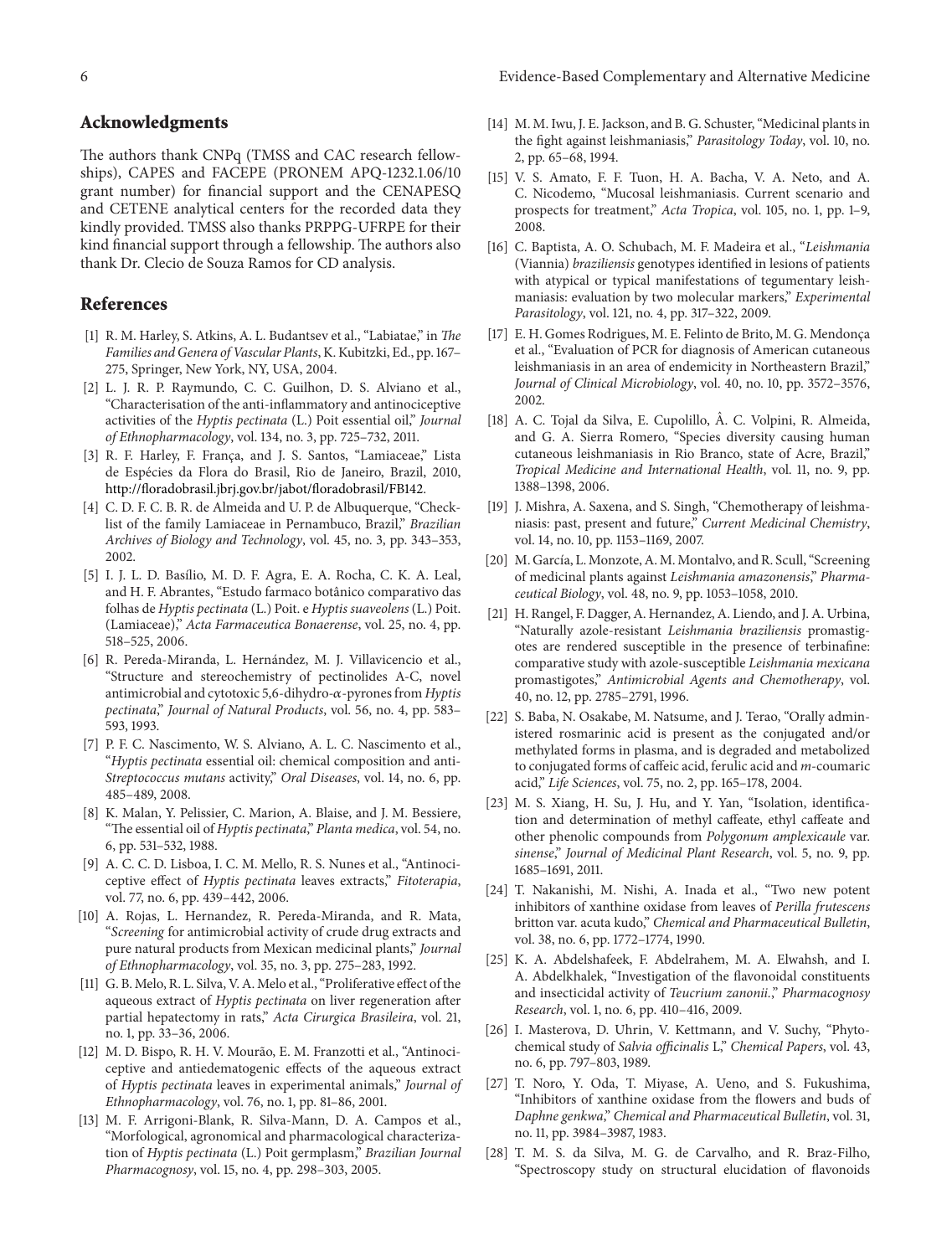## Acknowledgments

The authors thank CNPq (TMSS and CAC research fellowships), CAPES and FACEPE (PRONEM APQ-1232.1.06/10 grant number) for financial support and the CENAPESQ and CETENE analytical centers for the recorded data they kindly provided. TMSS also thanks PRPPG-UFRPE for their kind financial support through a fellowship. The authors also thank Dr. Clecio de Souza Ramos for CD analysis.

## References

[1] R. M. Harley, S. Atkins, A. L. Budantsev et al., "Labiatae," in *The Families and Genera of Vascular Plants*, K. Kubitzki, Ed., pp. 167–275, Springer, New York, NY, USA, 2004.

[2] L. J. R. P. Raymundo, C. C. Guilhon, D. S. Alviano et al., "Characterisation of the anti-inflammatory and antinociceptive activities of the *Hyptis pectinata* (L.) Poit essential oil," *Journal of Ethnopharmacology*, vol. 134, no. 3, pp. 725–732, 2011.

[3] R. F. Harley, F. França, and J. S. Santos, "Lamiaceae," Lista de Espécies da Flora do Brasil, Rio de Janeiro, Brazil, 2010, http://floradobrasil.jbrj.gov.br/jabot/floradobrasil/FB142.

[4] C. D. F. C. B. R. de Almeida and U. P. de Albuquerque, "Check-list of the family Lamiaceae in Pernambuco, Brazil," *Brazilian Archives of Biology and Technology*, vol. 45, no. 3, pp. 343–353, 2002.

[5] I. J. L. D. Basílio, M. D. F. Agra, E. A. Rocha, C. K. A. Leal, and H. F. Abrantes, "Estudo farmaco botânico comparativo das folhas de *Hyptis pectinata* (L.) Poit. e *Hyptis suaveolens* (L.) Poit. (Lamiaceae)," *Acta Farmaceutica Bonaerense*, vol. 25, no. 4, pp. 518–525, 2006.

[6] R. Pereda-Miranda, L. Hernández, M. J. Villavicencio et al., "Structure and stereochemistry of pectinolides A-C, novel antimicrobial and cytotoxic 5,6-dihydro-$\alpha$-pyrones from *Hyptis pectinata*," *Journal of Natural Products*, vol. 56, no. 4, pp. 583–593, 1993.

[7] P. F. C. Nascimento, W. S. Alviano, A. L. C. Nascimento et al., "*Hyptis pectinata* essential oil: chemical composition and anti-*Streptococcus mutans* activity," *Oral Diseases*, vol. 14, no. 6, pp. 485–489, 2008.

[8] K. Malan, Y. Pelissier, C. Marion, A. Blaise, and J. M. Bessiere, "The essential oil of *Hyptis pectinata*," *Planta medica*, vol. 54, no. 6, pp. 531–532, 1988.

[9] A. C. C. D. Lisboa, I. C. M. Mello, R. S. Nunes et al., "Antinociceptive effect of *Hyptis pectinata* leaves extracts," *Fitoterapia*, vol. 77, no. 6, pp. 439–442, 2006.

[10] A. Rojas, L. Hernandez, R. Pereda-Miranda, and R. Mata, "*Screening* for antimicrobial activity of crude drug extracts and pure natural products from Mexican medicinal plants," *Journal of Ethnopharmacology*, vol. 35, no. 3, pp. 275–283, 1992.

[11] G. B. Melo, R. L. Silva, V. A. Melo et al., "Proliferative effect of the aqueous extract of *Hyptis pectinata* on liver regeneration after partial hepatectomy in rats," *Acta Cirurgica Brasileira*, vol. 21, no. 1, pp. 33–36, 2006.

[12] M. D. Bispo, R. H. V. Mourão, E. M. Franzotti et al., "Antinociceptive and antiedematogenic effects of the aqueous extract of *Hyptis pectinata* leaves in experimental animals," *Journal of Ethnopharmacology*, vol. 76, no. 1, pp. 81–86, 2001.

[13] M. F. Arrigoni-Blank, R. Silva-Mann, D. A. Campos et al., "Morfological, agronomical and pharmacological characterization of *Hyptis pectinata* (L.) Poit germplasm," *Brazilian Journal Pharmacognosy*, vol. 15, no. 4, pp. 298–303, 2005.

[14] M. M. Iwu, J. E. Jackson, and B. G. Schuster, "Medicinal plants in the fight against leishmaniasis," *Parasitology Today*, vol. 10, no. 2, pp. 65–68, 1994.

[15] V. S. Amato, F. F. Tuon, H. A. Bacha, V. A. Neto, and A. C. Nicodemo, "Mucosal leishmaniasis. Current scenario and prospects for treatment," *Acta Tropica*, vol. 105, no. 1, pp. 1–9, 2008.

[16] C. Baptista, A. O. Schubach, M. F. Madeira et al., "*Leishmania* (Viannia) *braziliensis* genotypes identified in lesions of patients with atypical or typical manifestations of tegumentary leishmaniasis: evaluation by two molecular markers," *Experimental Parasitology*, vol. 121, no. 4, pp. 317–322, 2009.

[17] E. H. Gomes Rodrigues, M. E. Felinto de Brito, M. G. Mendonça et al., "Evaluation of PCR for diagnosis of American cutaneous leishmaniasis in an area of endemicity in Northeastern Brazil," *Journal of Clinical Microbiology*, vol. 40, no. 10, pp. 3572–3576, 2002.

[18] A. C. Tojal da Silva, E. Cupolillo, Â. C. Volpini, R. Almeida, and G. A. Sierra Romero, "Species diversity causing human cutaneous leishmaniasis in Rio Branco, state of Acre, Brazil," *Tropical Medicine and International Health*, vol. 11, no. 9, pp. 1388–1398, 2006.

[19] J. Mishra, A. Saxena, and S. Singh, "Chemotherapy of leishmaniasis: past, present and future," *Current Medicinal Chemistry*, vol. 14, no. 10, pp. 1153–1169, 2007.

[20] M. García, L. Monzote, A. M. Montalvo, and R. Scull, "Screening of medicinal plants against *Leishmania amazonensis*," *Pharmaceutical Biology*, vol. 48, no. 9, pp. 1053–1058, 2010.

[21] H. Rangel, F. Dagger, A. Hernandez, A. Liendo, and J. A. Urbina, "Naturally azole-resistant *Leishmania braziliensis* promastigotes are rendered susceptible in the presence of terbinafine: comparative study with azole-susceptible *Leishmania mexicana* promastigotes," *Antimicrobial Agents and Chemotherapy*, vol. 40, no. 12, pp. 2785–2791, 1996.

[22] S. Baba, N. Osakabe, M. Natsume, and J. Terao, "Orally administered rosmarinic acid is present as the conjugated and/or methylated forms in plasma, and is degraded and metabolized to conjugated forms of caffeic acid, ferulic acid and *m*-coumaric acid," *Life Sciences*, vol. 75, no. 2, pp. 165–178, 2004.

[23] M. S. Xiang, H. Su, J. Hu, and Y. Yan, "Isolation, identification and determination of methyl caffeate, ethyl caffeate and other phenolic compounds from *Polygonum amplexicaule* var. *sinense*," *Journal of Medicinal Plant Research*, vol. 5, no. 9, pp. 1685–1691, 2011.

[24] T. Nakanishi, M. Nishi, A. Inada et al., "Two new potent inhibitors of xanthine oxidase from leaves of *Perilla frutescens* britton var. acuta kudo," *Chemical and Pharmaceutical Bulletin*, vol. 38, no. 6, pp. 1772–1774, 1990.

[25] K. A. Abdelshafeek, F. Abdelrahem, M. A. Elwahsh, and I. A. Abdelkhalek, "Investigation of the flavonoidal constituents and insecticidal activity of *Teucrium zanonii*.," *Pharmacognosy Research*, vol. 1, no. 6, pp. 410–416, 2009.

[26] I. Masterova, D. Uhrin, V. Kettmann, and V. Suchy, "Phytochemical study of *Salvia officinalis* L," *Chemical Papers*, vol. 43, no. 6, pp. 797–803, 1989.

[27] T. Noro, Y. Oda, T. Miyase, A. Ueno, and S. Fukushima, "Inhibitors of xanthine oxidase from the flowers and buds of *Daphne genkwa*," *Chemical and Pharmaceutical Bulletin*, vol. 31, no. 11, pp. 3984–3987, 1983.

[28] T. M. S. da Silva, M. G. de Carvalho, and R. Braz-Filho, "Spectroscopy study on structural elucidation of flavonoids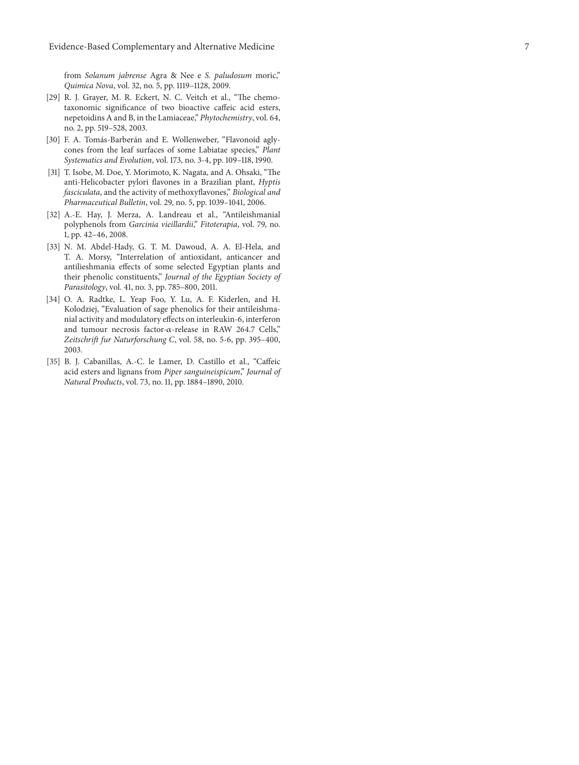from *Solanum jabrense* Agra & Nee e *S. paludosum* moric," *Quimica Nova*, vol. 32, no. 5, pp. 1119–1128, 2009.

[29] R. J. Grayer, M. R. Eckert, N. C. Veitch et al., "The chemotaxonomic significance of two bioactive caffeic acid esters, nepetoidins A and B, in the Lamiaceae," *Phytochemistry*, vol. 64, no. 2, pp. 519–528, 2003.

[30] F. A. Tomás-Barberán and E. Wollenweber, "Flavonoid aglycones from the leaf surfaces of some Labiatae species," *Plant Systematics and Evolution*, vol. 173, no. 3-4, pp. 109–118, 1990.

[31] T. Isobe, M. Doe, Y. Morimoto, K. Nagata, and A. Ohsaki, "The anti-Helicobacter pylori flavones in a Brazilian plant, *Hyptis fasciculata*, and the activity of methoxyflavones," *Biological and Pharmaceutical Bulletin*, vol. 29, no. 5, pp. 1039–1041, 2006.

[32] A.-E. Hay, J. Merza, A. Landreau et al., "Antileishmanial polyphenols from *Garcinia vieillardii*," *Fitoterapia*, vol. 79, no. 1, pp. 42–46, 2008.

[33] N. M. Abdel-Hady, G. T. M. Dawoud, A. A. El-Hela, and T. A. Morsy, "Interrelation of antioxidant, anticancer and antilieshmania effects of some selected Egyptian plants and their phenolic constituents," *Journal of the Egyptian Society of Parasitology*, vol. 41, no. 3, pp. 785–800, 2011.

[34] O. A. Radtke, L. Yeap Foo, Y. Lu, A. F. Kiderlen, and H. Kolodziej, "Evaluation of sage phenolics for their antileishmanial activity and modulatory effects on interleukin-6, interferon and tumour necrosis factor-$\alpha$-release in RAW 264.7 Cells," *Zeitschrift fur Naturforschung C*, vol. 58, no. 5-6, pp. 395–400, 2003.

[35] B. J. Cabanillas, A.-C. le Lamer, D. Castillo et al., "Caffeic acid esters and lignans from *Piper sanguineispicum*," *Journal of Natural Products*, vol. 73, no. 11, pp. 1884–1890, 2010.